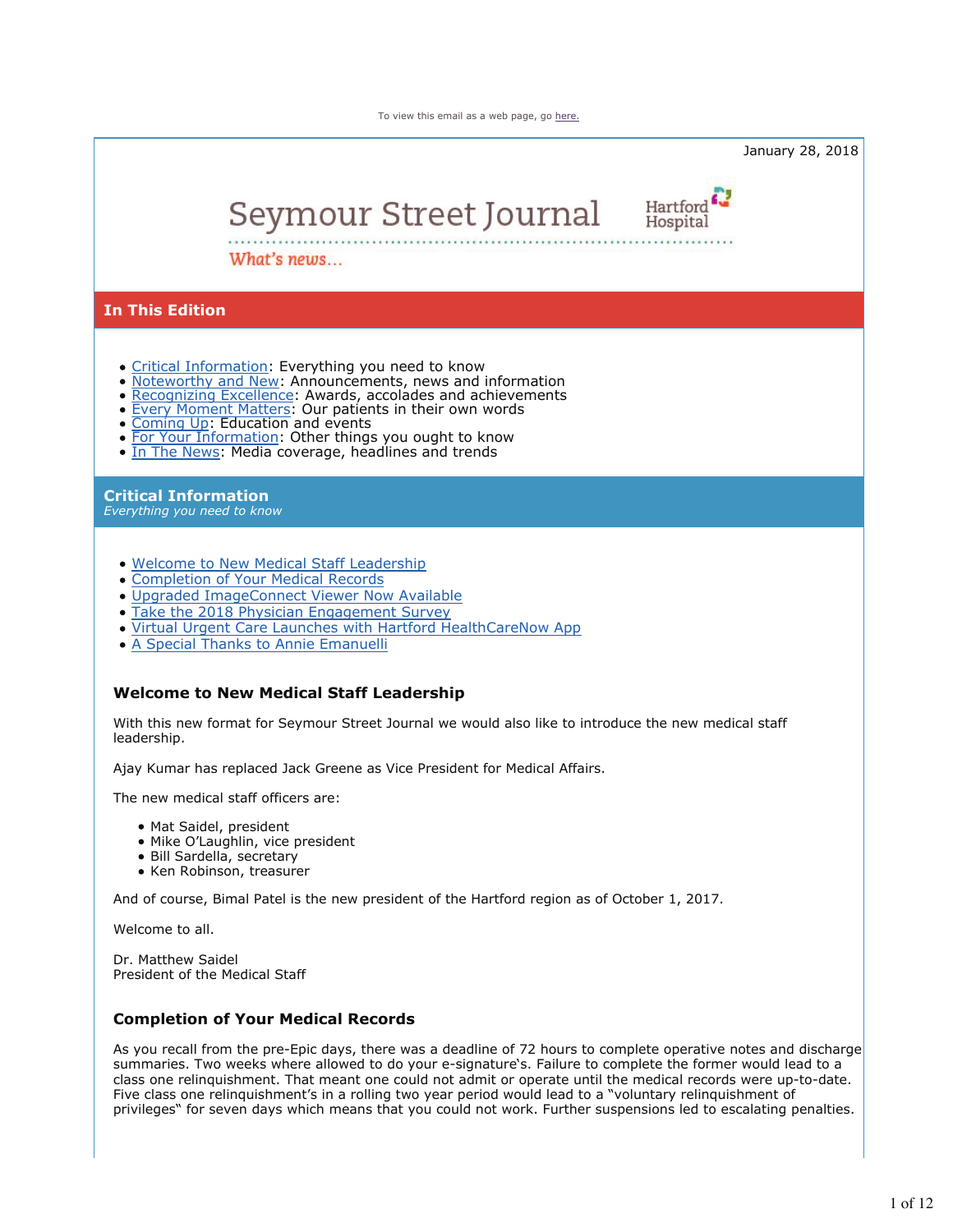To view this email as a web page, go here.

January 28, 2018

# Seymour Street Journal

Hartford Hospital

*What's news...*

## In This Edition

- Critical Information: Everything you need to know
- Noteworthy and New: Announcements, news and information
- Recognizing Excellence: Awards, accolades and achievements
- Every Moment Matters: Our patients in their own words
- Coming Up: Education and events
- For Your Information: Other things you ought to know
- In The News: Media coverage, headlines and trends

## Critical Information

*Everything you need to know*

- Welcome to New Medical Staff Leadership
- Completion of Your Medical Records
- Upgraded ImageConnect Viewer Now Available
- Take the 2018 Physician Engagement Survey
- Virtual Urgent Care Launches with Hartford HealthCareNow App
- A Special Thanks to Annie Emanuelli

### Welcome to New Medical Staff Leadership

With this new format for Seymour Street Journal we would also like to introduce the new medical staff leadership.

Ajay Kumar has replaced Jack Greene as Vice President for Medical Affairs.

The new medical staff officers are:

- Mat Saidel, president
- Mike O'Laughlin, vice president
- Bill Sardella, secretary
- Ken Robinson, treasurer

And of course, Bimal Patel is the new president of the Hartford region as of October 1, 2017.

Welcome to all.

Dr. Matthew Saidel
President of the Medical Staff

### Completion of Your Medical Records

As you recall from the pre-Epic days, there was a deadline of 72 hours to complete operative notes and discharge summaries. Two weeks where allowed to do your e-signature's. Failure to complete the former would lead to a class one relinquishment. That meant one could not admit or operate until the medical records were up-to-date. Five class one relinquishment's in a rolling two year period would lead to a "voluntary relinquishment of privileges" for seven days which means that you could not work. Further suspensions led to escalating penalties.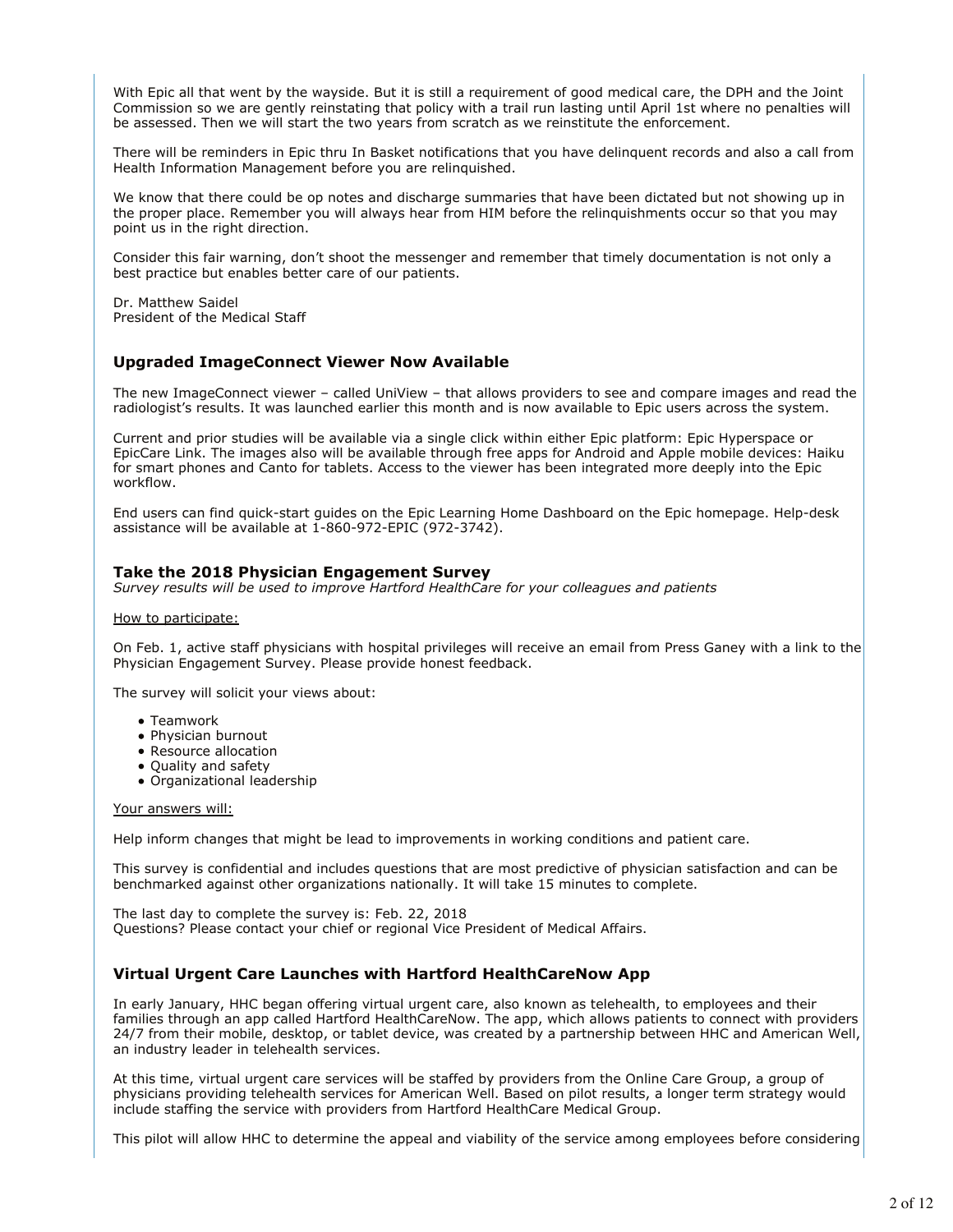With Epic all that went by the wayside. But it is still a requirement of good medical care, the DPH and the Joint Commission so we are gently reinstating that policy with a trail run lasting until April 1st where no penalties will be assessed. Then we will start the two years from scratch as we reinstitute the enforcement.

There will be reminders in Epic thru In Basket notifications that you have delinquent records and also a call from Health Information Management before you are relinquished.

We know that there could be op notes and discharge summaries that have been dictated but not showing up in the proper place. Remember you will always hear from HIM before the relinquishments occur so that you may point us in the right direction.

Consider this fair warning, don't shoot the messenger and remember that timely documentation is not only a best practice but enables better care of our patients.

Dr. Matthew Saidel
President of the Medical Staff

### Upgraded ImageConnect Viewer Now Available

The new ImageConnect viewer – called UniView – that allows providers to see and compare images and read the radiologist's results. It was launched earlier this month and is now available to Epic users across the system.

Current and prior studies will be available via a single click within either Epic platform: Epic Hyperspace or EpicCare Link. The images also will be available through free apps for Android and Apple mobile devices: Haiku for smart phones and Canto for tablets. Access to the viewer has been integrated more deeply into the Epic workflow.

End users can find quick-start guides on the Epic Learning Home Dashboard on the Epic homepage. Help-desk assistance will be available at 1-860-972-EPIC (972-3742).

### Take the 2018 Physician Engagement Survey

*Survey results will be used to improve Hartford HealthCare for your colleagues and patients*

How to participate:

On Feb. 1, active staff physicians with hospital privileges will receive an email from Press Ganey with a link to the Physician Engagement Survey. Please provide honest feedback.

The survey will solicit your views about:

- Teamwork
- Physician burnout
- Resource allocation
- Quality and safety
- Organizational leadership

Your answers will:

Help inform changes that might be lead to improvements in working conditions and patient care.

This survey is confidential and includes questions that are most predictive of physician satisfaction and can be benchmarked against other organizations nationally. It will take 15 minutes to complete.

The last day to complete the survey is: Feb. 22, 2018
Questions? Please contact your chief or regional Vice President of Medical Affairs.

### Virtual Urgent Care Launches with Hartford HealthCareNow App

In early January, HHC began offering virtual urgent care, also known as telehealth, to employees and their families through an app called Hartford HealthCareNow. The app, which allows patients to connect with providers 24/7 from their mobile, desktop, or tablet device, was created by a partnership between HHC and American Well, an industry leader in telehealth services.

At this time, virtual urgent care services will be staffed by providers from the Online Care Group, a group of physicians providing telehealth services for American Well. Based on pilot results, a longer term strategy would include staffing the service with providers from Hartford HealthCare Medical Group.

This pilot will allow HHC to determine the appeal and viability of the service among employees before considering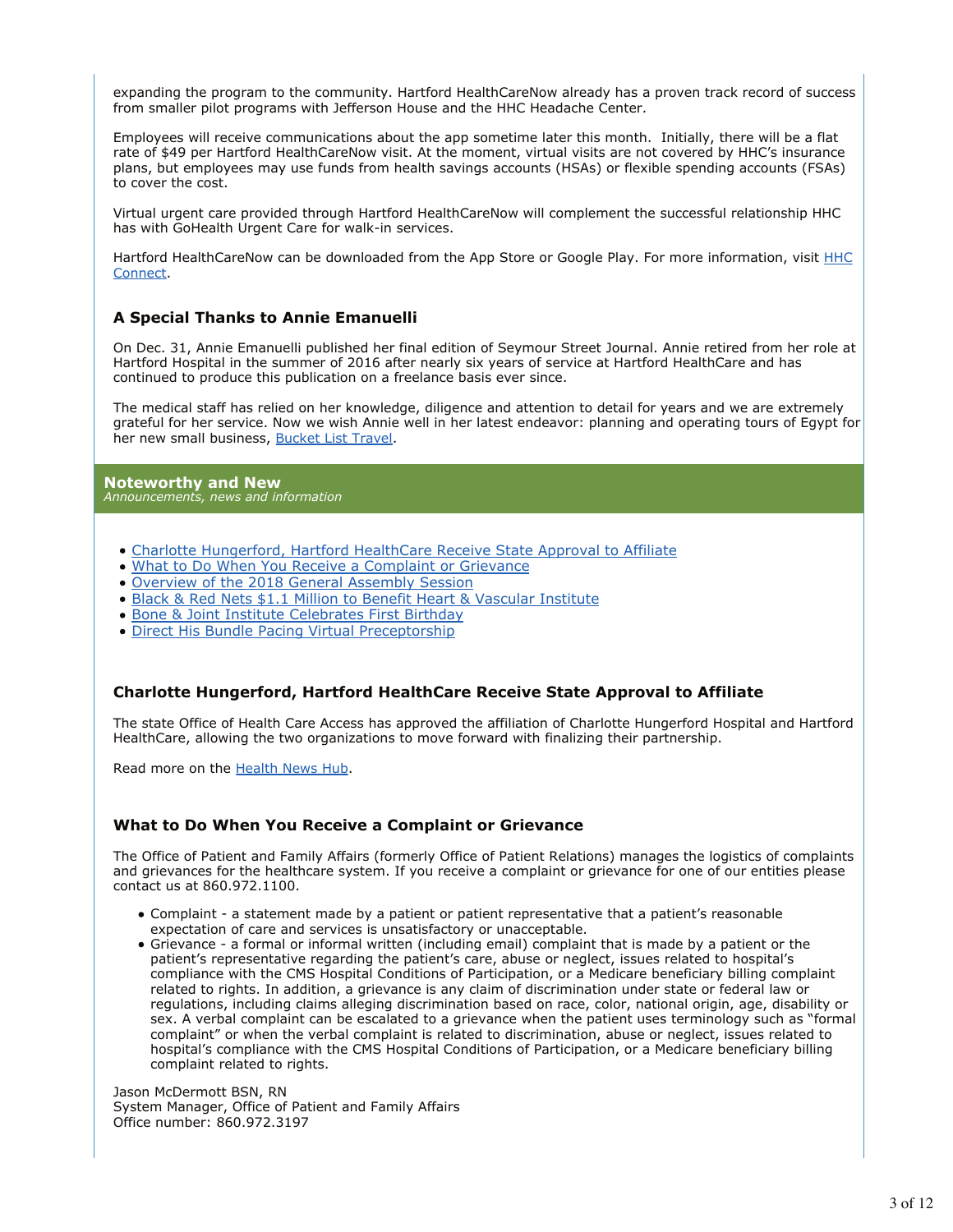expanding the program to the community. Hartford HealthCareNow already has a proven track record of success from smaller pilot programs with Jefferson House and the HHC Headache Center.

Employees will receive communications about the app sometime later this month. Initially, there will be a flat rate of $49 per Hartford HealthCareNow visit. At the moment, virtual visits are not covered by HHC's insurance plans, but employees may use funds from health savings accounts (HSAs) or flexible spending accounts (FSAs) to cover the cost.

Virtual urgent care provided through Hartford HealthCareNow will complement the successful relationship HHC has with GoHealth Urgent Care for walk-in services.

Hartford HealthCareNow can be downloaded from the App Store or Google Play. For more information, visit HHC Connect.

### A Special Thanks to Annie Emanuelli

On Dec. 31, Annie Emanuelli published her final edition of Seymour Street Journal. Annie retired from her role at Hartford Hospital in the summer of 2016 after nearly six years of service at Hartford HealthCare and has continued to produce this publication on a freelance basis ever since.

The medical staff has relied on her knowledge, diligence and attention to detail for years and we are extremely grateful for her service. Now we wish Annie well in her latest endeavor: planning and operating tours of Egypt for her new small business, Bucket List Travel.

## Noteworthy and New

*Announcements, news and information*

- Charlotte Hungerford, Hartford HealthCare Receive State Approval to Affiliate
- What to Do When You Receive a Complaint or Grievance
- Overview of the 2018 General Assembly Session
- Black & Red Nets $1.1 Million to Benefit Heart & Vascular Institute
- Bone & Joint Institute Celebrates First Birthday
- Direct His Bundle Pacing Virtual Preceptorship

### Charlotte Hungerford, Hartford HealthCare Receive State Approval to Affiliate

The state Office of Health Care Access has approved the affiliation of Charlotte Hungerford Hospital and Hartford HealthCare, allowing the two organizations to move forward with finalizing their partnership.

Read more on the Health News Hub.

### What to Do When You Receive a Complaint or Grievance

The Office of Patient and Family Affairs (formerly Office of Patient Relations) manages the logistics of complaints and grievances for the healthcare system. If you receive a complaint or grievance for one of our entities please contact us at 860.972.1100.

- Complaint - a statement made by a patient or patient representative that a patient's reasonable expectation of care and services is unsatisfactory or unacceptable.
- Grievance - a formal or informal written (including email) complaint that is made by a patient or the patient's representative regarding the patient's care, abuse or neglect, issues related to hospital's compliance with the CMS Hospital Conditions of Participation, or a Medicare beneficiary billing complaint related to rights. In addition, a grievance is any claim of discrimination under state or federal law or regulations, including claims alleging discrimination based on race, color, national origin, age, disability or sex. A verbal complaint can be escalated to a grievance when the patient uses terminology such as "formal complaint" or when the verbal complaint is related to discrimination, abuse or neglect, issues related to hospital's compliance with the CMS Hospital Conditions of Participation, or a Medicare beneficiary billing complaint related to rights.

Jason McDermott BSN, RN
System Manager, Office of Patient and Family Affairs
Office number: 860.972.3197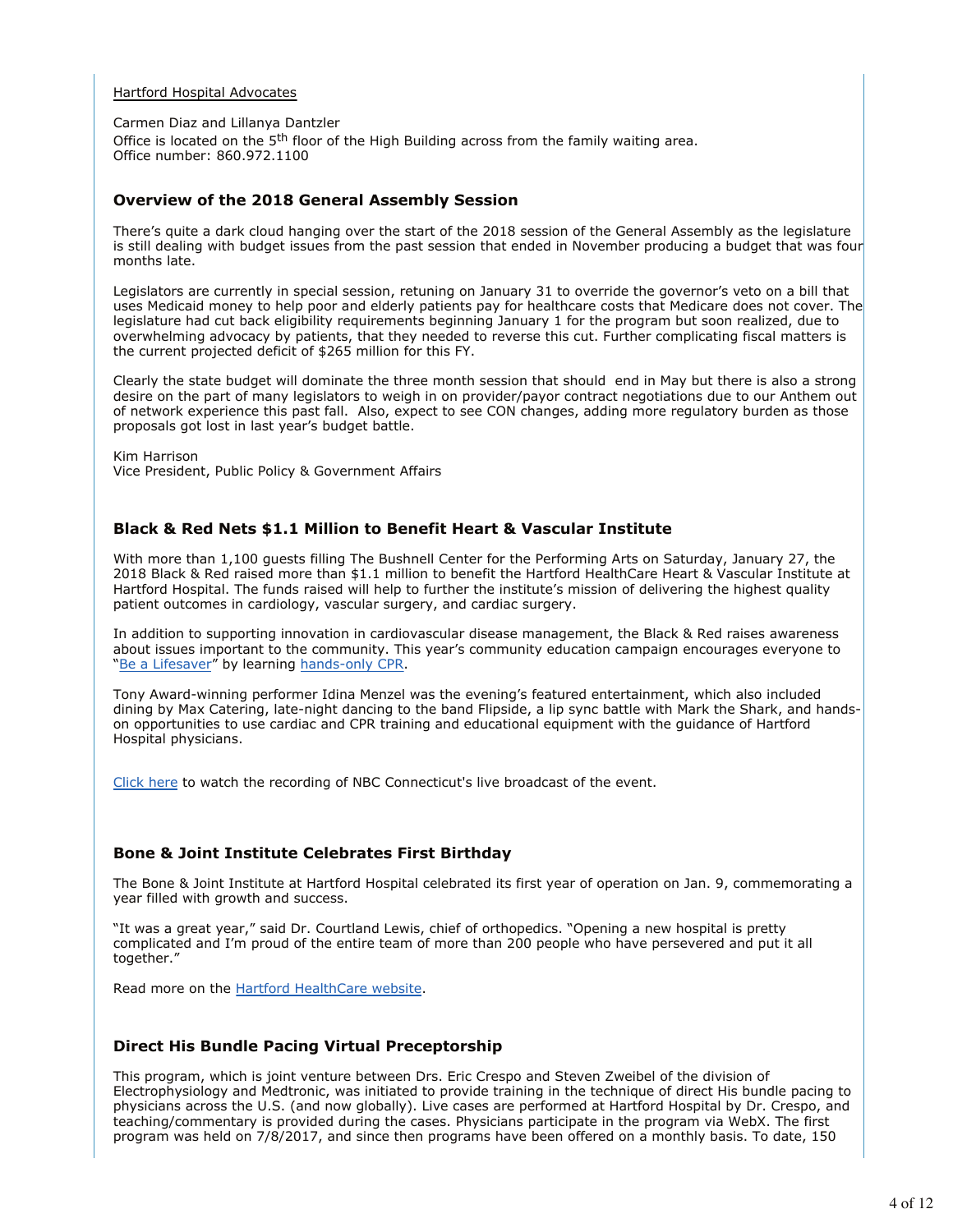Hartford Hospital Advocates

Carmen Diaz and Lillanya Dantzler
Office is located on the 5th floor of the High Building across from the family waiting area.
Office number: 860.972.1100

### Overview of the 2018 General Assembly Session

There's quite a dark cloud hanging over the start of the 2018 session of the General Assembly as the legislature is still dealing with budget issues from the past session that ended in November producing a budget that was four months late.

Legislators are currently in special session, retuning on January 31 to override the governor's veto on a bill that uses Medicaid money to help poor and elderly patients pay for healthcare costs that Medicare does not cover. The legislature had cut back eligibility requirements beginning January 1 for the program but soon realized, due to overwhelming advocacy by patients, that they needed to reverse this cut. Further complicating fiscal matters is the current projected deficit of $265 million for this FY.

Clearly the state budget will dominate the three month session that should end in May but there is also a strong desire on the part of many legislators to weigh in on provider/payor contract negotiations due to our Anthem out of network experience this past fall. Also, expect to see CON changes, adding more regulatory burden as those proposals got lost in last year's budget battle.

Kim Harrison
Vice President, Public Policy & Government Affairs

### Black & Red Nets $1.1 Million to Benefit Heart & Vascular Institute

With more than 1,100 guests filling The Bushnell Center for the Performing Arts on Saturday, January 27, the 2018 Black & Red raised more than $1.1 million to benefit the Hartford HealthCare Heart & Vascular Institute at Hartford Hospital. The funds raised will help to further the institute's mission of delivering the highest quality patient outcomes in cardiology, vascular surgery, and cardiac surgery.

In addition to supporting innovation in cardiovascular disease management, the Black & Red raises awareness about issues important to the community. This year's community education campaign encourages everyone to "Be a Lifesaver" by learning hands-only CPR.

Tony Award-winning performer Idina Menzel was the evening's featured entertainment, which also included dining by Max Catering, late-night dancing to the band Flipside, a lip sync battle with Mark the Shark, and hands-on opportunities to use cardiac and CPR training and educational equipment with the guidance of Hartford Hospital physicians.

Click here to watch the recording of NBC Connecticut's live broadcast of the event.

### Bone & Joint Institute Celebrates First Birthday

The Bone & Joint Institute at Hartford Hospital celebrated its first year of operation on Jan. 9, commemorating a year filled with growth and success.

"It was a great year," said Dr. Courtland Lewis, chief of orthopedics. "Opening a new hospital is pretty complicated and I'm proud of the entire team of more than 200 people who have persevered and put it all together."

Read more on the Hartford HealthCare website.

### Direct His Bundle Pacing Virtual Preceptorship

This program, which is joint venture between Drs. Eric Crespo and Steven Zweibel of the division of Electrophysiology and Medtronic, was initiated to provide training in the technique of direct His bundle pacing to physicians across the U.S. (and now globally). Live cases are performed at Hartford Hospital by Dr. Crespo, and teaching/commentary is provided during the cases. Physicians participate in the program via WebX. The first program was held on 7/8/2017, and since then programs have been offered on a monthly basis. To date, 150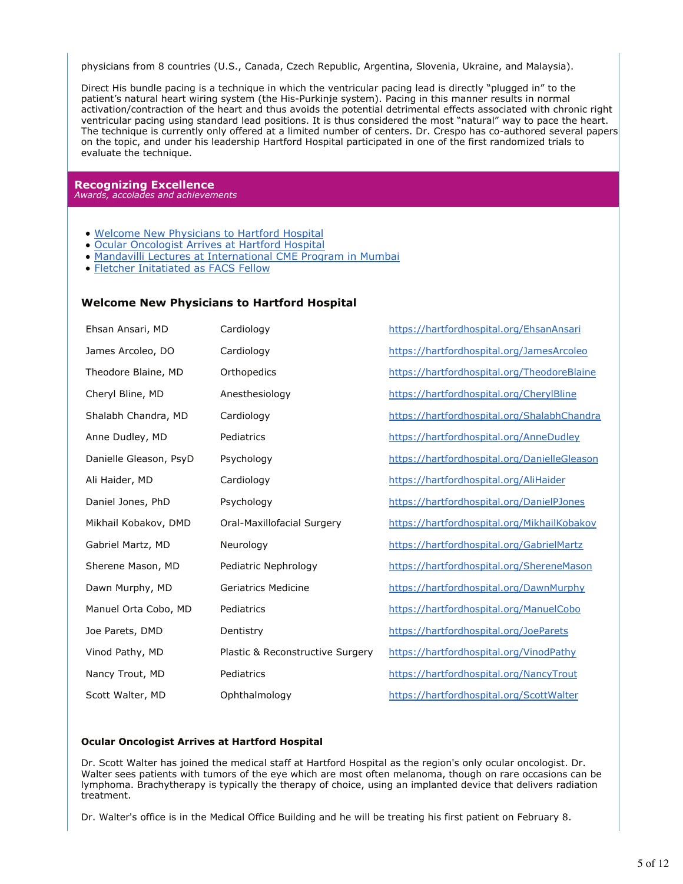physicians from 8 countries (U.S., Canada, Czech Republic, Argentina, Slovenia, Ukraine, and Malaysia).

Direct His bundle pacing is a technique in which the ventricular pacing lead is directly "plugged in" to the patient's natural heart wiring system (the His-Purkinje system). Pacing in this manner results in normal activation/contraction of the heart and thus avoids the potential detrimental effects associated with chronic right ventricular pacing using standard lead positions. It is thus considered the most "natural" way to pace the heart. The technique is currently only offered at a limited number of centers. Dr. Crespo has co-authored several papers on the topic, and under his leadership Hartford Hospital participated in one of the first randomized trials to evaluate the technique.

## Recognizing Excellence

*Awards, accolades and achievements*

- Welcome New Physicians to Hartford Hospital
- Ocular Oncologist Arrives at Hartford Hospital
- Mandavilli Lectures at International CME Program in Mumbai
- Fletcher Initatiated as FACS Fellow

### Welcome New Physicians to Hartford Hospital

| | | |
|---|---|---|
| Ehsan Ansari, MD | Cardiology | https://hartfordhospital.org/EhsanAnsari |
| James Arcoleo, DO | Cardiology | https://hartfordhospital.org/JamesArcoleo |
| Theodore Blaine, MD | Orthopedics | https://hartfordhospital.org/TheodoreBlaine |
| Cheryl Bline, MD | Anesthesiology | https://hartfordhospital.org/CherylBline |
| Shalabh Chandra, MD | Cardiology | https://hartfordhospital.org/ShalabhChandra |
| Anne Dudley, MD | Pediatrics | https://hartfordhospital.org/AnneDudley |
| Danielle Gleason, PsyD | Psychology | https://hartfordhospital.org/DanielleGleason |
| Ali Haider, MD | Cardiology | https://hartfordhospital.org/AliHaider |
| Daniel Jones, PhD | Psychology | https://hartfordhospital.org/DanielPJones |
| Mikhail Kobakov, DMD | Oral-Maxillofacial Surgery | https://hartfordhospital.org/MikhailKobakov |
| Gabriel Martz, MD | Neurology | https://hartfordhospital.org/GabrielMartz |
| Sherene Mason, MD | Pediatric Nephrology | https://hartfordhospital.org/ShereneMason |
| Dawn Murphy, MD | Geriatrics Medicine | https://hartfordhospital.org/DawnMurphy |
| Manuel Orta Cobo, MD | Pediatrics | https://hartfordhospital.org/ManuelCobo |
| Joe Parets, DMD | Dentistry | https://hartfordhospital.org/JoeParets |
| Vinod Pathy, MD | Plastic & Reconstructive Surgery | https://hartfordhospital.org/VinodPathy |
| Nancy Trout, MD | Pediatrics | https://hartfordhospital.org/NancyTrout |
| Scott Walter, MD | Ophthalmology | https://hartfordhospital.org/ScottWalter |

#### Ocular Oncologist Arrives at Hartford Hospital

Dr. Scott Walter has joined the medical staff at Hartford Hospital as the region's only ocular oncologist. Dr. Walter sees patients with tumors of the eye which are most often melanoma, though on rare occasions can be lymphoma. Brachytherapy is typically the therapy of choice, using an implanted device that delivers radiation treatment.

Dr. Walter's office is in the Medical Office Building and he will be treating his first patient on February 8.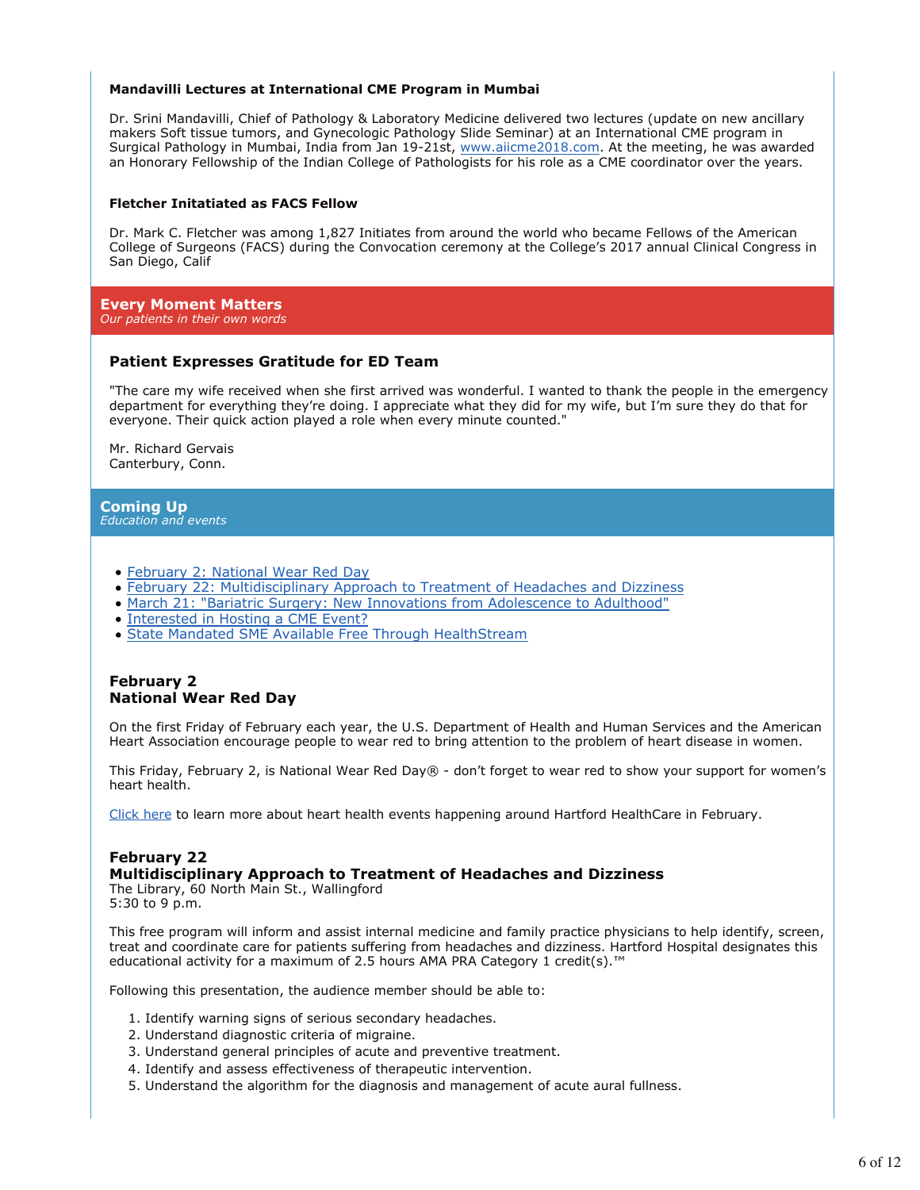### Mandavilli Lectures at International CME Program in Mumbai

Dr. Srini Mandavilli, Chief of Pathology & Laboratory Medicine delivered two lectures (update on new ancillary makers Soft tissue tumors, and Gynecologic Pathology Slide Seminar) at an International CME program in Surgical Pathology in Mumbai, India from Jan 19-21st, [www.aiicme2018.com](www.aiicme2018.com). At the meeting, he was awarded an Honorary Fellowship of the Indian College of Pathologists for his role as a CME coordinator over the years.

### Fletcher Initatiated as FACS Fellow

Dr. Mark C. Fletcher was among 1,827 Initiates from around the world who became Fellows of the American College of Surgeons (FACS) during the Convocation ceremony at the College's 2017 annual Clinical Congress in San Diego, Calif

## Every Moment Matters

*Our patients in their own words*

### Patient Expresses Gratitude for ED Team

"The care my wife received when she first arrived was wonderful. I wanted to thank the people in the emergency department for everything they're doing. I appreciate what they did for my wife, but I'm sure they do that for everyone. Their quick action played a role when every minute counted."

Mr. Richard Gervais
Canterbury, Conn.

## Coming Up

*Education and events*

- February 2: National Wear Red Day
- February 22: Multidisciplinary Approach to Treatment of Headaches and Dizziness
- March 21: "Bariatric Surgery: New Innovations from Adolescence to Adulthood"
- Interested in Hosting a CME Event?
- State Mandated SME Available Free Through HealthStream

### February 2
### National Wear Red Day

On the first Friday of February each year, the U.S. Department of Health and Human Services and the American Heart Association encourage people to wear red to bring attention to the problem of heart disease in women.

This Friday, February 2, is National Wear Red Day® - don't forget to wear red to show your support for women's heart health.

Click here to learn more about heart health events happening around Hartford HealthCare in February.

### February 22
### Multidisciplinary Approach to Treatment of Headaches and Dizziness

The Library, 60 North Main St., Wallingford
5:30 to 9 p.m.

This free program will inform and assist internal medicine and family practice physicians to help identify, screen, treat and coordinate care for patients suffering from headaches and dizziness. Hartford Hospital designates this educational activity for a maximum of 2.5 hours AMA PRA Category 1 credit(s).™

Following this presentation, the audience member should be able to:

1. Identify warning signs of serious secondary headaches.
2. Understand diagnostic criteria of migraine.
3. Understand general principles of acute and preventive treatment.
4. Identify and assess effectiveness of therapeutic intervention.
5. Understand the algorithm for the diagnosis and management of acute aural fullness.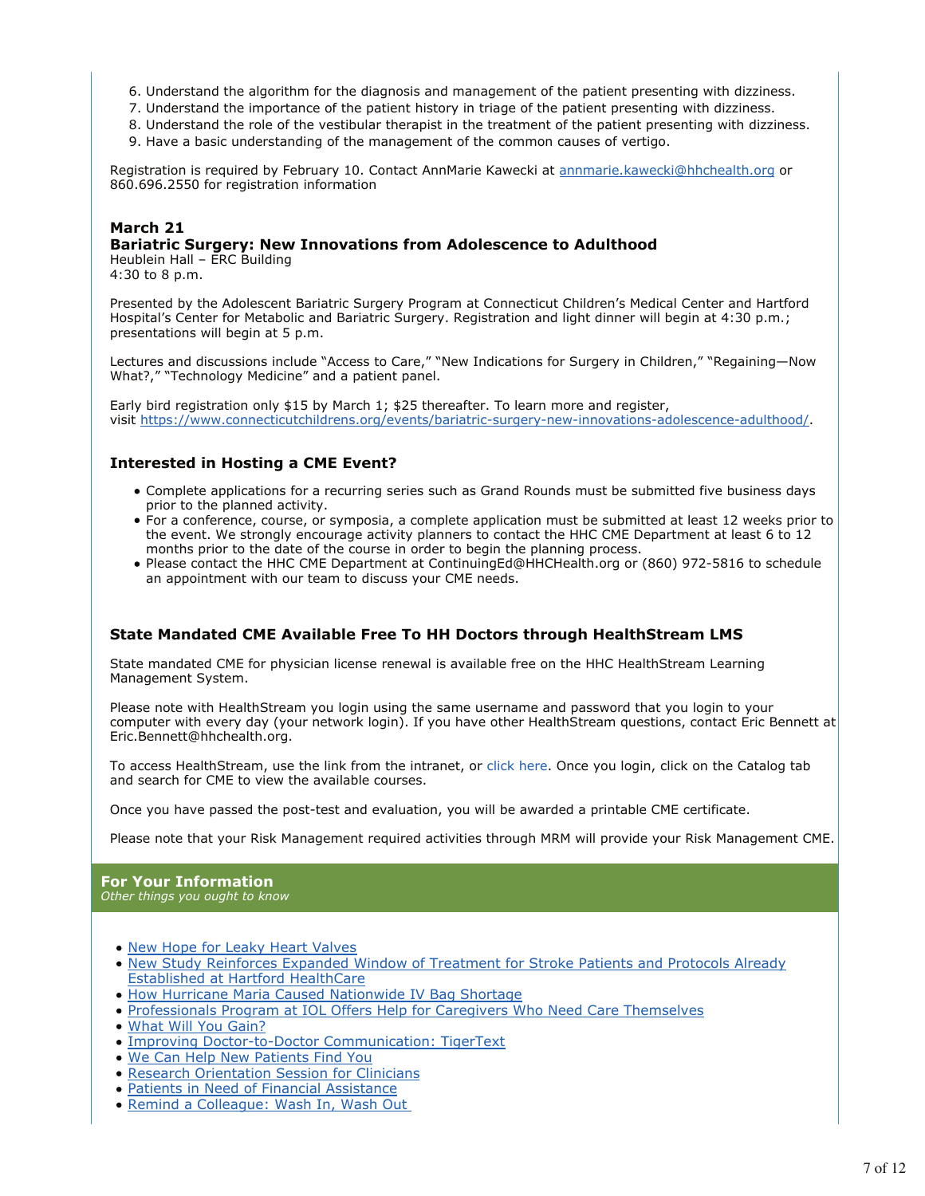6. Understand the algorithm for the diagnosis and management of the patient presenting with dizziness.
7. Understand the importance of the patient history in triage of the patient presenting with dizziness.
8. Understand the role of the vestibular therapist in the treatment of the patient presenting with dizziness.
9. Have a basic understanding of the management of the common causes of vertigo.

Registration is required by February 10. Contact AnnMarie Kawecki at [annmarie.kawecki@hhchealth.org](mailto:annmarie.kawecki@hhchealth.org) or 860.696.2550 for registration information

**March 21**
**Bariatric Surgery: New Innovations from Adolescence to Adulthood**
Heublein Hall – ERC Building
4:30 to 8 p.m.

Presented by the Adolescent Bariatric Surgery Program at Connecticut Children's Medical Center and Hartford Hospital's Center for Metabolic and Bariatric Surgery. Registration and light dinner will begin at 4:30 p.m.; presentations will begin at 5 p.m.

Lectures and discussions include "Access to Care," "New Indications for Surgery in Children," "Regaining—Now What?," "Technology Medicine" and a patient panel.

Early bird registration only $15 by March 1; $25 thereafter. To learn more and register, visit [https://www.connecticutchildrens.org/events/bariatric-surgery-new-innovations-adolescence-adulthood/](https://www.connecticutchildrens.org/events/bariatric-surgery-new-innovations-adolescence-adulthood/).

### Interested in Hosting a CME Event?

- Complete applications for a recurring series such as Grand Rounds must be submitted five business days prior to the planned activity.
- For a conference, course, or symposia, a complete application must be submitted at least 12 weeks prior to the event. We strongly encourage activity planners to contact the HHC CME Department at least 6 to 12 months prior to the date of the course in order to begin the planning process.
- Please contact the HHC CME Department at ContinuingEd@HHCHealth.org or (860) 972-5816 to schedule an appointment with our team to discuss your CME needs.

### State Mandated CME Available Free To HH Doctors through HealthStream LMS

State mandated CME for physician license renewal is available free on the HHC HealthStream Learning Management System.

Please note with HealthStream you login using the same username and password that you login to your computer with every day (your network login). If you have other HealthStream questions, contact Eric Bennett at Eric.Bennett@hhchealth.org.

To access HealthStream, use the link from the intranet, or click here. Once you login, click on the Catalog tab and search for CME to view the available courses.

Once you have passed the post-test and evaluation, you will be awarded a printable CME certificate.

Please note that your Risk Management required activities through MRM will provide your Risk Management CME.

## For Your Information

*Other things you ought to know*

- New Hope for Leaky Heart Valves
- New Study Reinforces Expanded Window of Treatment for Stroke Patients and Protocols Already Established at Hartford HealthCare
- How Hurricane Maria Caused Nationwide IV Bag Shortage
- Professionals Program at IOL Offers Help for Caregivers Who Need Care Themselves
- What Will You Gain?
- Improving Doctor-to-Doctor Communication: TigerText
- We Can Help New Patients Find You
- Research Orientation Session for Clinicians
- Patients in Need of Financial Assistance
- Remind a Colleague: Wash In, Wash Out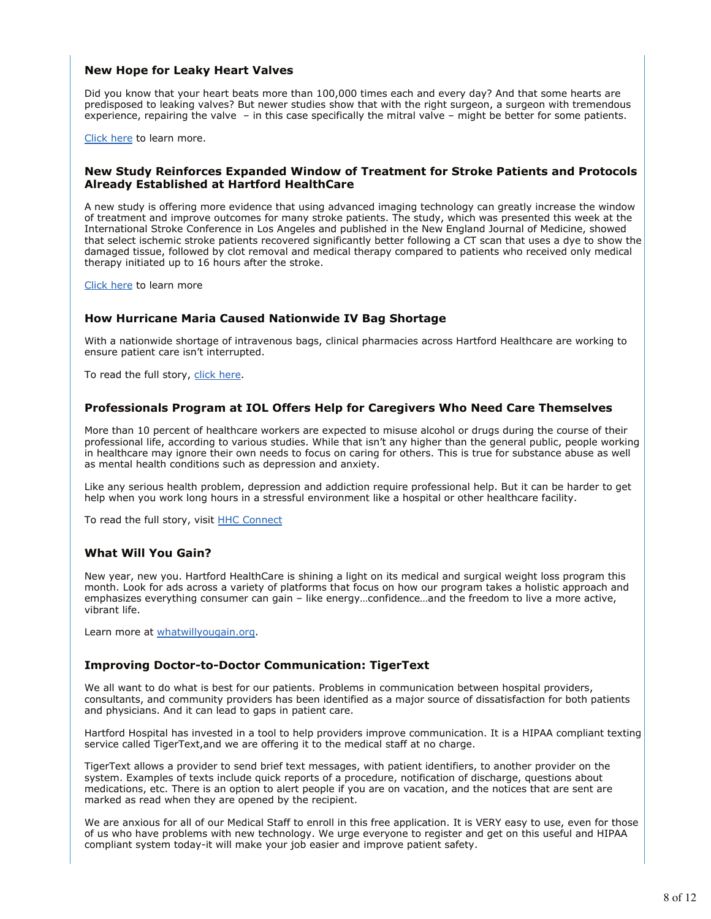### New Hope for Leaky Heart Valves

Did you know that your heart beats more than 100,000 times each and every day? And that some hearts are predisposed to leaking valves? But newer studies show that with the right surgeon, a surgeon with tremendous experience, repairing the valve – in this case specifically the mitral valve – might be better for some patients.

Click here to learn more.

### New Study Reinforces Expanded Window of Treatment for Stroke Patients and Protocols Already Established at Hartford HealthCare

A new study is offering more evidence that using advanced imaging technology can greatly increase the window of treatment and improve outcomes for many stroke patients. The study, which was presented this week at the International Stroke Conference in Los Angeles and published in the New England Journal of Medicine, showed that select ischemic stroke patients recovered significantly better following a CT scan that uses a dye to show the damaged tissue, followed by clot removal and medical therapy compared to patients who received only medical therapy initiated up to 16 hours after the stroke.

Click here to learn more

### How Hurricane Maria Caused Nationwide IV Bag Shortage

With a nationwide shortage of intravenous bags, clinical pharmacies across Hartford Healthcare are working to ensure patient care isn't interrupted.

To read the full story, click here.

### Professionals Program at IOL Offers Help for Caregivers Who Need Care Themselves

More than 10 percent of healthcare workers are expected to misuse alcohol or drugs during the course of their professional life, according to various studies. While that isn't any higher than the general public, people working in healthcare may ignore their own needs to focus on caring for others. This is true for substance abuse as well as mental health conditions such as depression and anxiety.

Like any serious health problem, depression and addiction require professional help. But it can be harder to get help when you work long hours in a stressful environment like a hospital or other healthcare facility.

To read the full story, visit HHC Connect

### What Will You Gain?

New year, new you. Hartford HealthCare is shining a light on its medical and surgical weight loss program this month. Look for ads across a variety of platforms that focus on how our program takes a holistic approach and emphasizes everything consumer can gain – like energy…confidence…and the freedom to live a more active, vibrant life.

Learn more at whatwillyougain.org.

### Improving Doctor-to-Doctor Communication: TigerText

We all want to do what is best for our patients. Problems in communication between hospital providers, consultants, and community providers has been identified as a major source of dissatisfaction for both patients and physicians. And it can lead to gaps in patient care.

Hartford Hospital has invested in a tool to help providers improve communication. It is a HIPAA compliant texting service called TigerText,and we are offering it to the medical staff at no charge.

TigerText allows a provider to send brief text messages, with patient identifiers, to another provider on the system. Examples of texts include quick reports of a procedure, notification of discharge, questions about medications, etc. There is an option to alert people if you are on vacation, and the notices that are sent are marked as read when they are opened by the recipient.

We are anxious for all of our Medical Staff to enroll in this free application. It is VERY easy to use, even for those of us who have problems with new technology. We urge everyone to register and get on this useful and HIPAA compliant system today-it will make your job easier and improve patient safety.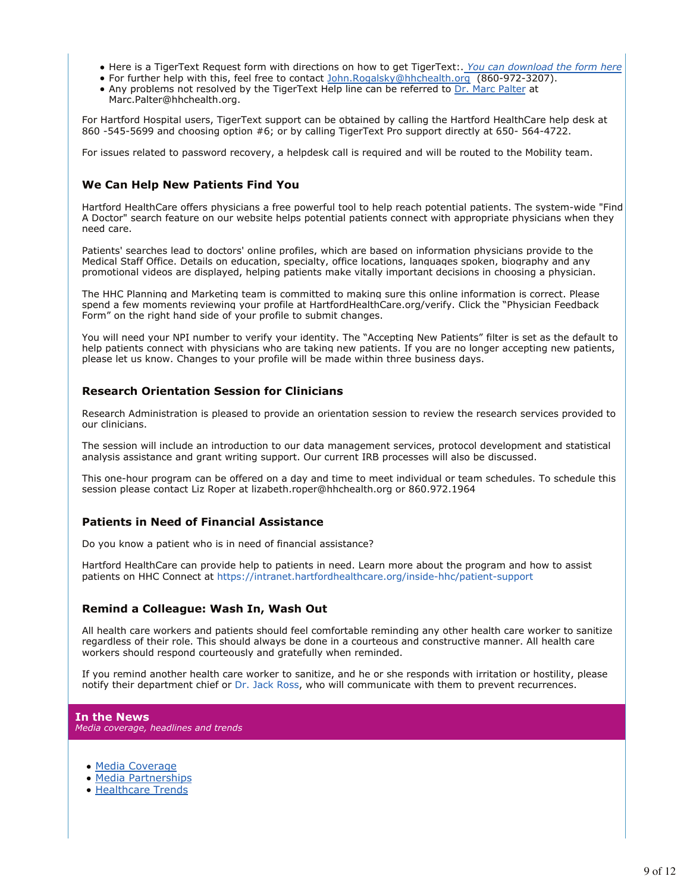- Here is a TigerText Request form with directions on how to get TigerText:. *You can download the form here*
- For further help with this, feel free to contact John.Rogalsky@hhchealth.org (860-972-3207).
- Any problems not resolved by the TigerText Help line can be referred to Dr. Marc Palter at Marc.Palter@hhchealth.org.

For Hartford Hospital users, TigerText support can be obtained by calling the Hartford HealthCare help desk at 860 -545-5699 and choosing option #6; or by calling TigerText Pro support directly at 650- 564-4722.

For issues related to password recovery, a helpdesk call is required and will be routed to the Mobility team.

### We Can Help New Patients Find You

Hartford HealthCare offers physicians a free powerful tool to help reach potential patients. The system-wide "Find A Doctor" search feature on our website helps potential patients connect with appropriate physicians when they need care.

Patients' searches lead to doctors' online profiles, which are based on information physicians provide to the Medical Staff Office. Details on education, specialty, office locations, languages spoken, biography and any promotional videos are displayed, helping patients make vitally important decisions in choosing a physician.

The HHC Planning and Marketing team is committed to making sure this online information is correct. Please spend a few moments reviewing your profile at HartfordHealthCare.org/verify. Click the "Physician Feedback Form" on the right hand side of your profile to submit changes.

You will need your NPI number to verify your identity. The "Accepting New Patients" filter is set as the default to help patients connect with physicians who are taking new patients. If you are no longer accepting new patients, please let us know. Changes to your profile will be made within three business days.

### Research Orientation Session for Clinicians

Research Administration is pleased to provide an orientation session to review the research services provided to our clinicians.

The session will include an introduction to our data management services, protocol development and statistical analysis assistance and grant writing support. Our current IRB processes will also be discussed.

This one-hour program can be offered on a day and time to meet individual or team schedules. To schedule this session please contact Liz Roper at lizabeth.roper@hhchealth.org or 860.972.1964

### Patients in Need of Financial Assistance

Do you know a patient who is in need of financial assistance?

Hartford HealthCare can provide help to patients in need. Learn more about the program and how to assist patients on HHC Connect at https://intranet.hartfordhealthcare.org/inside-hhc/patient-support

### Remind a Colleague: Wash In, Wash Out

All health care workers and patients should feel comfortable reminding any other health care worker to sanitize regardless of their role. This should always be done in a courteous and constructive manner. All health care workers should respond courteously and gratefully when reminded.

If you remind another health care worker to sanitize, and he or she responds with irritation or hostility, please notify their department chief or Dr. Jack Ross, who will communicate with them to prevent recurrences.

## In the News

*Media coverage, headlines and trends*

- Media Coverage
- Media Partnerships
- Healthcare Trends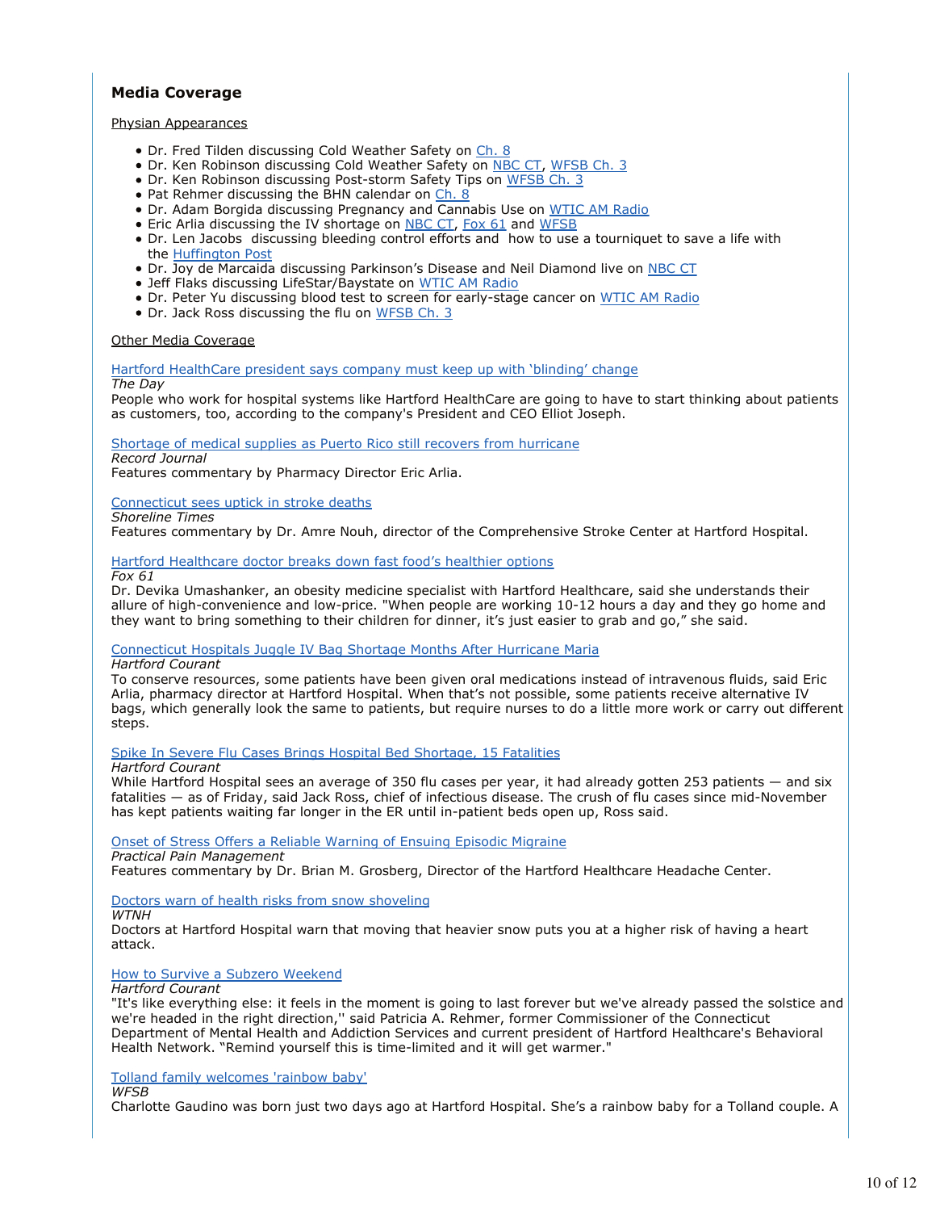## Media Coverage

Physian Appearances

- Dr. Fred Tilden discussing Cold Weather Safety on Ch. 8
- Dr. Ken Robinson discussing Cold Weather Safety on NBC CT, WFSB Ch. 3
- Dr. Ken Robinson discussing Post-storm Safety Tips on WFSB Ch. 3
- Pat Rehmer discussing the BHN calendar on Ch. 8
- Dr. Adam Borgida discussing Pregnancy and Cannabis Use on WTIC AM Radio
- Eric Arlia discussing the IV shortage on NBC CT, Fox 61 and WFSB
- Dr. Len Jacobs discussing bleeding control efforts and how to use a tourniquet to save a life with the Huffington Post
- Dr. Joy de Marcaida discussing Parkinson's Disease and Neil Diamond live on NBC CT
- Jeff Flaks discussing LifeStar/Baystate on WTIC AM Radio
- Dr. Peter Yu discussing blood test to screen for early-stage cancer on WTIC AM Radio
- Dr. Jack Ross discussing the flu on WFSB Ch. 3

Other Media Coverage

Hartford HealthCare president says company must keep up with 'blinding' change
*The Day*
People who work for hospital systems like Hartford HealthCare are going to have to start thinking about patients as customers, too, according to the company's President and CEO Elliot Joseph.

Shortage of medical supplies as Puerto Rico still recovers from hurricane
*Record Journal*
Features commentary by Pharmacy Director Eric Arlia.

Connecticut sees uptick in stroke deaths
*Shoreline Times*
Features commentary by Dr. Amre Nouh, director of the Comprehensive Stroke Center at Hartford Hospital.

Hartford Healthcare doctor breaks down fast food's healthier options
*Fox 61*
Dr. Devika Umashanker, an obesity medicine specialist with Hartford Healthcare, said she understands their allure of high-convenience and low-price. "When people are working 10-12 hours a day and they go home and they want to bring something to their children for dinner, it's just easier to grab and go," she said.

Connecticut Hospitals Juggle IV Bag Shortage Months After Hurricane Maria
*Hartford Courant*
To conserve resources, some patients have been given oral medications instead of intravenous fluids, said Eric Arlia, pharmacy director at Hartford Hospital. When that's not possible, some patients receive alternative IV bags, which generally look the same to patients, but require nurses to do a little more work or carry out different steps.

Spike In Severe Flu Cases Brings Hospital Bed Shortage, 15 Fatalities
*Hartford Courant*
While Hartford Hospital sees an average of 350 flu cases per year, it had already gotten 253 patients — and six fatalities — as of Friday, said Jack Ross, chief of infectious disease. The crush of flu cases since mid-November has kept patients waiting far longer in the ER until in-patient beds open up, Ross said.

Onset of Stress Offers a Reliable Warning of Ensuing Episodic Migraine
*Practical Pain Management*
Features commentary by Dr. Brian M. Grosberg, Director of the Hartford Healthcare Headache Center.

Doctors warn of health risks from snow shoveling
*WTNH*
Doctors at Hartford Hospital warn that moving that heavier snow puts you at a higher risk of having a heart attack.

How to Survive a Subzero Weekend
*Hartford Courant*
"It's like everything else: it feels in the moment is going to last forever but we've already passed the solstice and we're headed in the right direction,'' said Patricia A. Rehmer, former Commissioner of the Connecticut Department of Mental Health and Addiction Services and current president of Hartford Healthcare's Behavioral Health Network. "Remind yourself this is time-limited and it will get warmer."

Tolland family welcomes 'rainbow baby'
*WFSB*
Charlotte Gaudino was born just two days ago at Hartford Hospital. She's a rainbow baby for a Tolland couple. A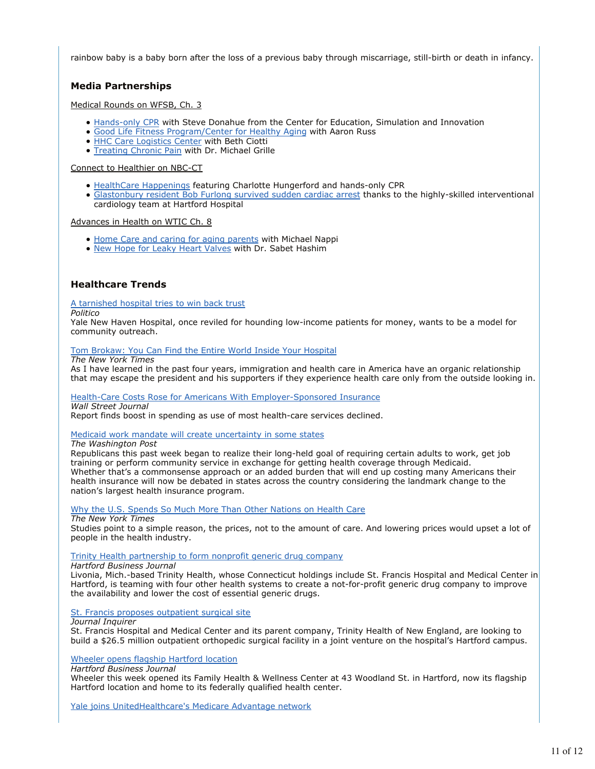rainbow baby is a baby born after the loss of a previous baby through miscarriage, still-birth or death in infancy.

### Media Partnerships

Medical Rounds on WFSB, Ch. 3

- Hands-only CPR with Steve Donahue from the Center for Education, Simulation and Innovation
- Good Life Fitness Program/Center for Healthy Aging with Aaron Russ
- HHC Care Logistics Center with Beth Ciotti
- Treating Chronic Pain with Dr. Michael Grille

Connect to Healthier on NBC-CT

- HealthCare Happenings featuring Charlotte Hungerford and hands-only CPR
- Glastonbury resident Bob Furlong survived sudden cardiac arrest thanks to the highly-skilled interventional cardiology team at Hartford Hospital

Advances in Health on WTIC Ch. 8

- Home Care and caring for aging parents with Michael Nappi
- New Hope for Leaky Heart Valves with Dr. Sabet Hashim

### Healthcare Trends

A tarnished hospital tries to win back trust
*Politico*
Yale New Haven Hospital, once reviled for hounding low-income patients for money, wants to be a model for community outreach.

Tom Brokaw: You Can Find the Entire World Inside Your Hospital
*The New York Times*
As I have learned in the past four years, immigration and health care in America have an organic relationship that may escape the president and his supporters if they experience health care only from the outside looking in.

Health-Care Costs Rose for Americans With Employer-Sponsored Insurance
*Wall Street Journal*
Report finds boost in spending as use of most health-care services declined.

Medicaid work mandate will create uncertainty in some states
*The Washington Post*
Republicans this past week began to realize their long-held goal of requiring certain adults to work, get job training or perform community service in exchange for getting health coverage through Medicaid.
Whether that's a commonsense approach or an added burden that will end up costing many Americans their health insurance will now be debated in states across the country considering the landmark change to the nation's largest health insurance program.

Why the U.S. Spends So Much More Than Other Nations on Health Care
*The New York Times*
Studies point to a simple reason, the prices, not to the amount of care. And lowering prices would upset a lot of people in the health industry.

Trinity Health partnership to form nonprofit generic drug company
*Hartford Business Journal*
Livonia, Mich.-based Trinity Health, whose Connecticut holdings include St. Francis Hospital and Medical Center in Hartford, is teaming with four other health systems to create a not-for-profit generic drug company to improve the availability and lower the cost of essential generic drugs.

St. Francis proposes outpatient surgical site
*Journal Inquirer*
St. Francis Hospital and Medical Center and its parent company, Trinity Health of New England, are looking to build a $26.5 million outpatient orthopedic surgical facility in a joint venture on the hospital's Hartford campus.

Wheeler opens flagship Hartford location
*Hartford Business Journal*
Wheeler this week opened its Family Health & Wellness Center at 43 Woodland St. in Hartford, now its flagship Hartford location and home to its federally qualified health center.

Yale joins UnitedHealthcare's Medicare Advantage network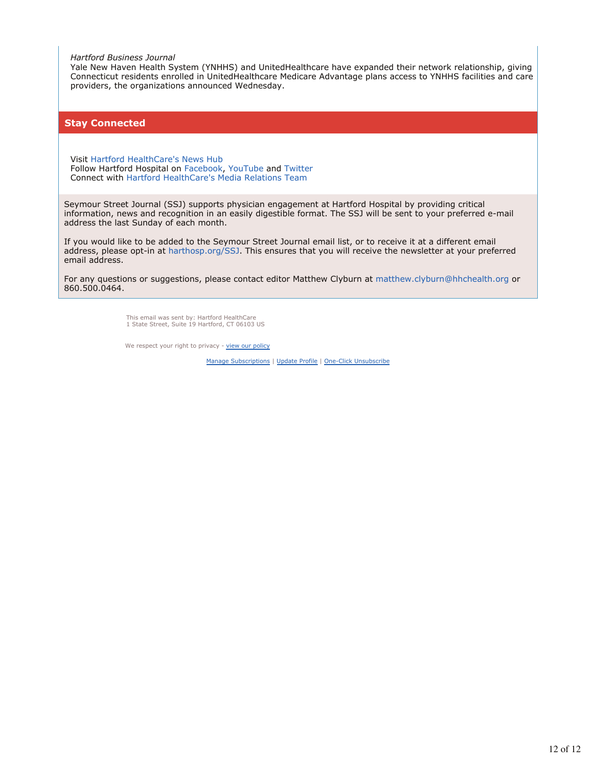*Hartford Business Journal*
Yale New Haven Health System (YNHHS) and UnitedHealthcare have expanded their network relationship, giving Connecticut residents enrolled in UnitedHealthcare Medicare Advantage plans access to YNHHS facilities and care providers, the organizations announced Wednesday.

## Stay Connected

Visit Hartford HealthCare's News Hub
Follow Hartford Hospital on Facebook, YouTube and Twitter
Connect with Hartford HealthCare's Media Relations Team

Seymour Street Journal (SSJ) supports physician engagement at Hartford Hospital by providing critical information, news and recognition in an easily digestible format. The SSJ will be sent to your preferred e-mail address the last Sunday of each month.

If you would like to be added to the Seymour Street Journal email list, or to receive it at a different email address, please opt-in at harthosp.org/SSJ. This ensures that you will receive the newsletter at your preferred email address.

For any questions or suggestions, please contact editor Matthew Clyburn at matthew.clyburn@hhchealth.org or 860.500.0464.

This email was sent by: Hartford HealthCare
1 State Street, Suite 19 Hartford, CT 06103 US

We respect your right to privacy - view our policy

Manage Subscriptions | Update Profile | One-Click Unsubscribe